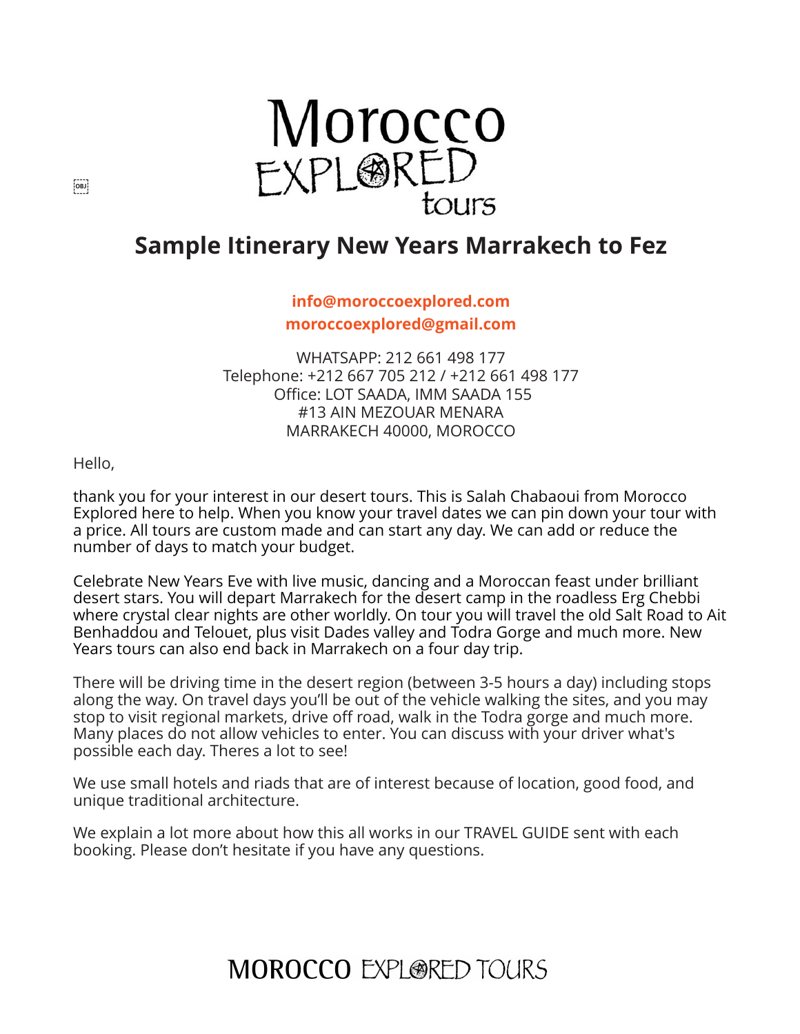# Sample Itinerary New Years Marrakech to Fez

**info@moroccoexplored.com**
**moroccoexplored@gmail.com**

WHATSAPP: 212 661 498 177
Telephone: +212 667 705 212 / +212 661 498 177
Office: LOT SAADA, IMM SAADA 155
#13 AIN MEZOUAR MENARA
MARRAKECH 40000, MOROCCO

Hello,

thank you for your interest in our desert tours. This is Salah Chabaoui from Morocco Explored here to help. When you know your travel dates we can pin down your tour with a price. All tours are custom made and can start any day. We can add or reduce the number of days to match your budget.

Celebrate New Years Eve with live music, dancing and a Moroccan feast under brilliant desert stars. You will depart Marrakech for the desert camp in the roadless Erg Chebbi where crystal clear nights are other worldly. On tour you will travel the old Salt Road to Ait Benhaddou and Telouet, plus visit Dades valley and Todra Gorge and much more. New Years tours can also end back in Marrakech on a four day trip.

There will be driving time in the desert region (between 3-5 hours a day) including stops along the way. On travel days you'll be out of the vehicle walking the sites, and you may stop to visit regional markets, drive off road, walk in the Todra gorge and much more. Many places do not allow vehicles to enter. You can discuss with your driver what's possible each day. Theres a lot to see!

We use small hotels and riads that are of interest because of location, good food, and unique traditional architecture.

We explain a lot more about how this all works in our TRAVEL GUIDE sent with each booking. Please don't hesitate if you have any questions.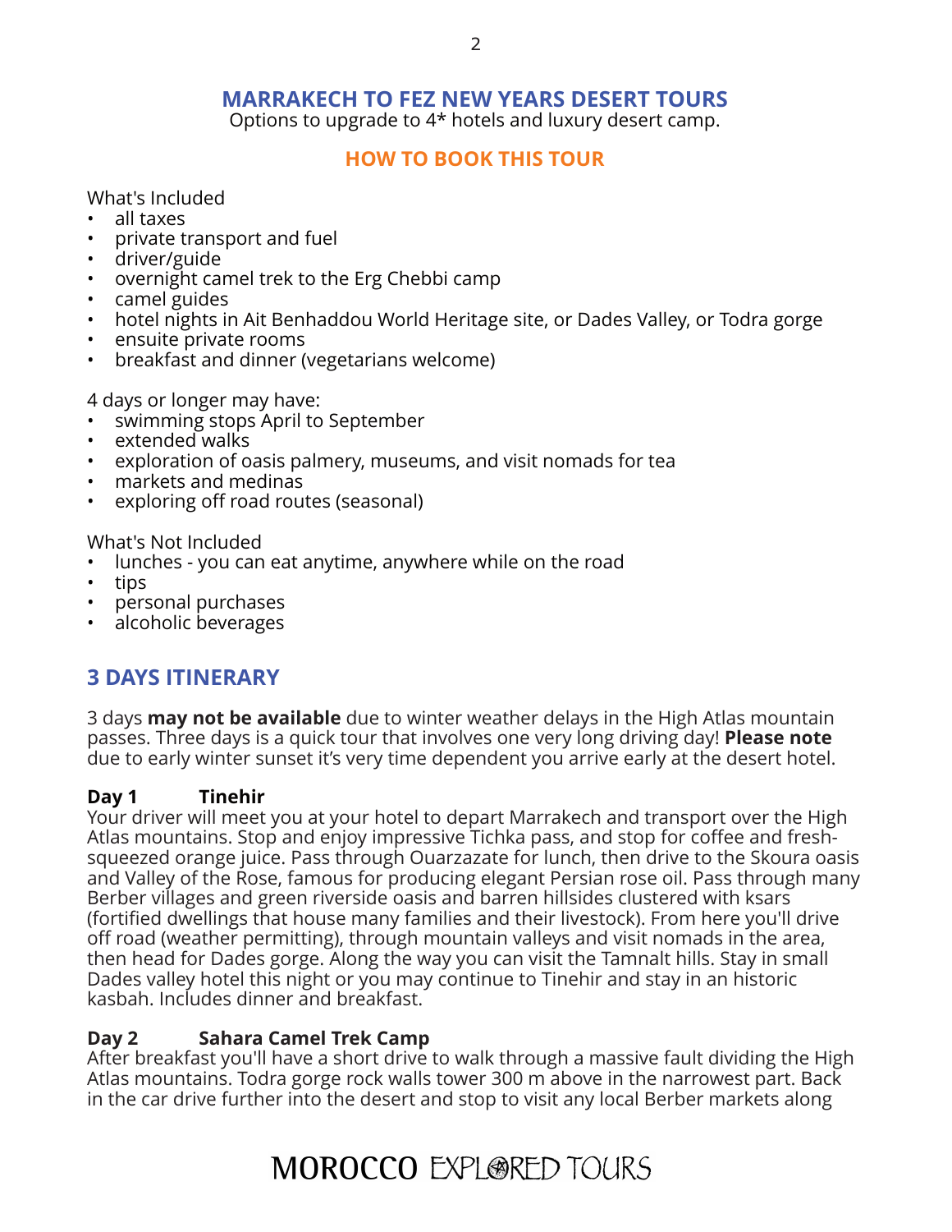## MARRAKECH TO FEZ NEW YEARS DESERT TOURS

Options to upgrade to 4* hotels and luxury desert camp.

### HOW TO BOOK THIS TOUR

What's Included

- all taxes
- private transport and fuel
- driver/guide
- overnight camel trek to the Erg Chebbi camp
- camel guides
- hotel nights in Ait Benhaddou World Heritage site, or Dades Valley, or Todra gorge
- ensuite private rooms
- breakfast and dinner (vegetarians welcome)

4 days or longer may have:

- swimming stops April to September
- extended walks
- exploration of oasis palmery, museums, and visit nomads for tea
- markets and medinas
- exploring off road routes (seasonal)

What's Not Included

- lunches - you can eat anytime, anywhere while on the road
- tips
- personal purchases
- alcoholic beverages

## 3 DAYS ITINERARY

3 days **may not be available** due to winter weather delays in the High Atlas mountain passes. Three days is a quick tour that involves one very long driving day! **Please note** due to early winter sunset it's very time dependent you arrive early at the desert hotel.

**Day 1 Tinehir**

Your driver will meet you at your hotel to depart Marrakech and transport over the High Atlas mountains. Stop and enjoy impressive Tichka pass, and stop for coffee and fresh-squeezed orange juice. Pass through Ouarzazate for lunch, then drive to the Skoura oasis and Valley of the Rose, famous for producing elegant Persian rose oil. Pass through many Berber villages and green riverside oasis and barren hillsides clustered with ksars (fortified dwellings that house many families and their livestock). From here you'll drive off road (weather permitting), through mountain valleys and visit nomads in the area, then head for Dades gorge. Along the way you can visit the Tamnalt hills. Stay in small Dades valley hotel this night or you may continue to Tinehir and stay in an historic kasbah. Includes dinner and breakfast.

**Day 2 Sahara Camel Trek Camp**

After breakfast you'll have a short drive to walk through a massive fault dividing the High Atlas mountains. Todra gorge rock walls tower 300 m above in the narrowest part. Back in the car drive further into the desert and stop to visit any local Berber markets along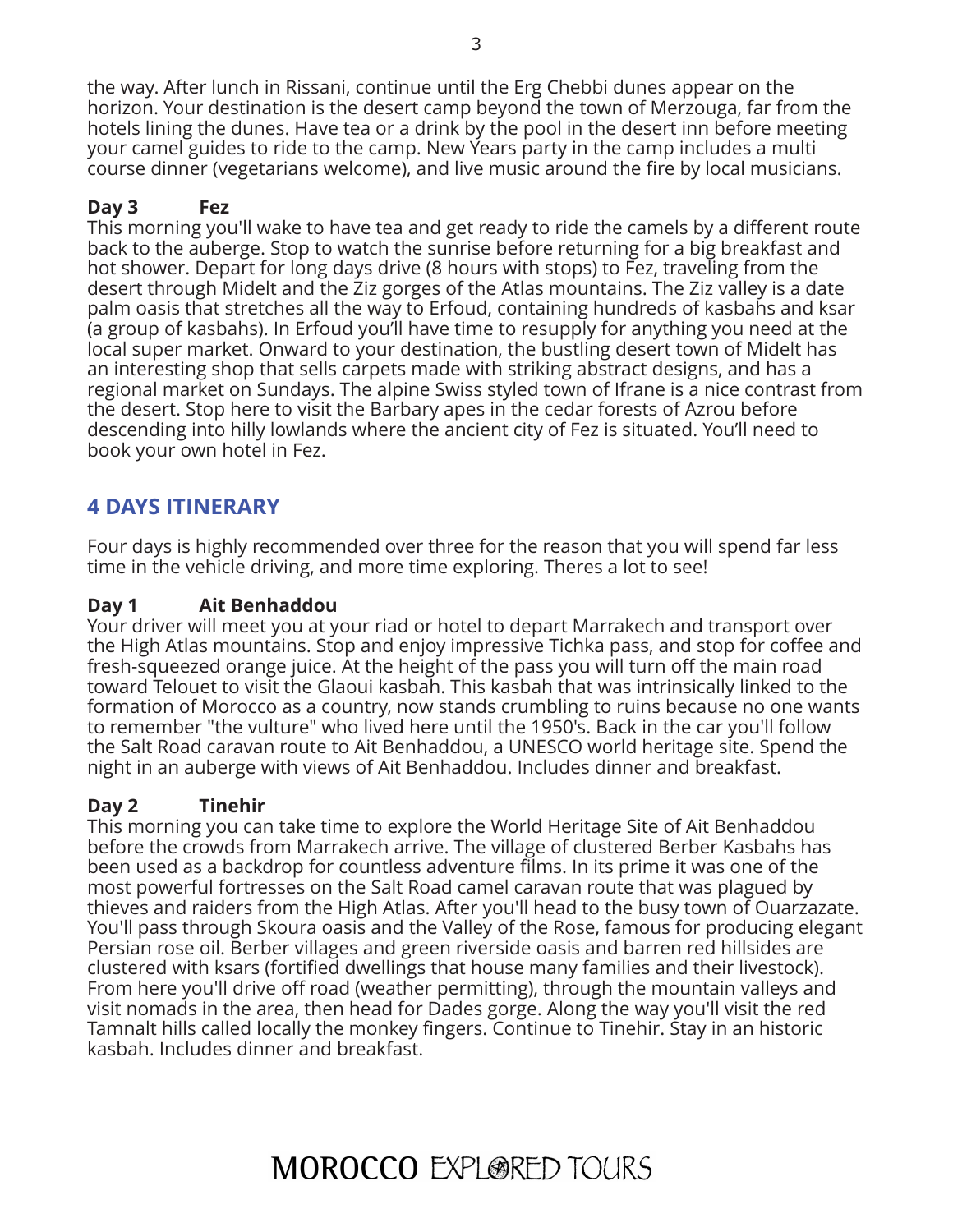the way. After lunch in Rissani, continue until the Erg Chebbi dunes appear on the horizon. Your destination is the desert camp beyond the town of Merzouga, far from the hotels lining the dunes. Have tea or a drink by the pool in the desert inn before meeting your camel guides to ride to the camp. New Years party in the camp includes a multi course dinner (vegetarians welcome), and live music around the fire by local musicians.

**Day 3 Fez**

This morning you'll wake to have tea and get ready to ride the camels by a different route back to the auberge. Stop to watch the sunrise before returning for a big breakfast and hot shower. Depart for long days drive (8 hours with stops) to Fez, traveling from the desert through Midelt and the Ziz gorges of the Atlas mountains. The Ziz valley is a date palm oasis that stretches all the way to Erfoud, containing hundreds of kasbahs and ksar (a group of kasbahs). In Erfoud you'll have time to resupply for anything you need at the local super market. Onward to your destination, the bustling desert town of Midelt has an interesting shop that sells carpets made with striking abstract designs, and has a regional market on Sundays. The alpine Swiss styled town of Ifrane is a nice contrast from the desert. Stop here to visit the Barbary apes in the cedar forests of Azrou before descending into hilly lowlands where the ancient city of Fez is situated. You'll need to book your own hotel in Fez.

## 4 DAYS ITINERARY

Four days is highly recommended over three for the reason that you will spend far less time in the vehicle driving, and more time exploring. Theres a lot to see!

**Day 1 Ait Benhaddou**

Your driver will meet you at your riad or hotel to depart Marrakech and transport over the High Atlas mountains. Stop and enjoy impressive Tichka pass, and stop for coffee and fresh-squeezed orange juice. At the height of the pass you will turn off the main road toward Telouet to visit the Glaoui kasbah. This kasbah that was intrinsically linked to the formation of Morocco as a country, now stands crumbling to ruins because no one wants to remember "the vulture" who lived here until the 1950's. Back in the car you'll follow the Salt Road caravan route to Ait Benhaddou, a UNESCO world heritage site. Spend the night in an auberge with views of Ait Benhaddou. Includes dinner and breakfast.

**Day 2 Tinehir**

This morning you can take time to explore the World Heritage Site of Ait Benhaddou before the crowds from Marrakech arrive. The village of clustered Berber Kasbahs has been used as a backdrop for countless adventure films. In its prime it was one of the most powerful fortresses on the Salt Road camel caravan route that was plagued by thieves and raiders from the High Atlas. After you'll head to the busy town of Ouarzazate. You'll pass through Skoura oasis and the Valley of the Rose, famous for producing elegant Persian rose oil. Berber villages and green riverside oasis and barren red hillsides are clustered with ksars (fortified dwellings that house many families and their livestock). From here you'll drive off road (weather permitting), through the mountain valleys and visit nomads in the area, then head for Dades gorge. Along the way you'll visit the red Tamnalt hills called locally the monkey fingers. Continue to Tinehir. Stay in an historic kasbah. Includes dinner and breakfast.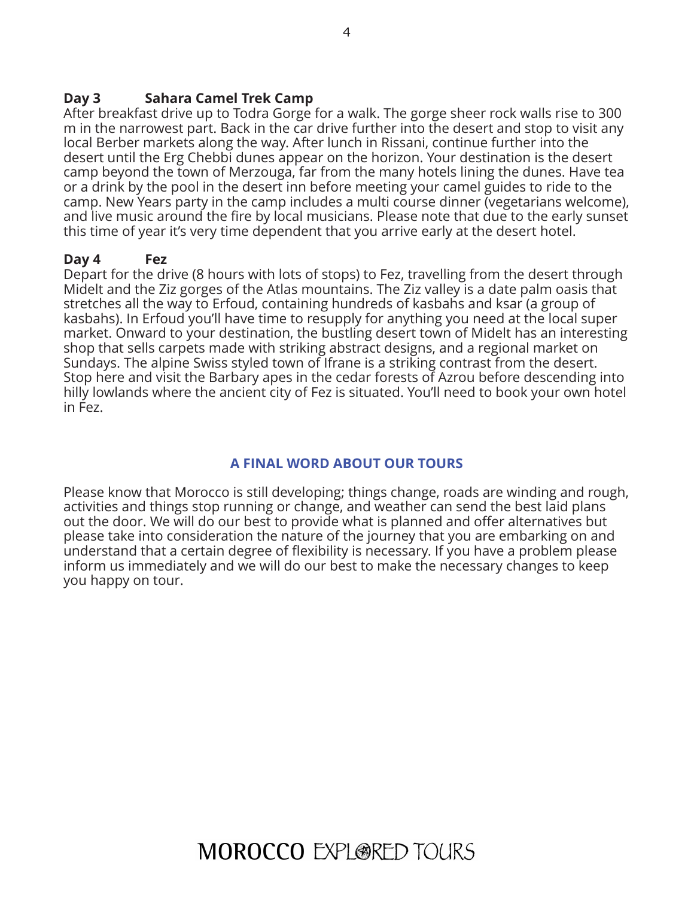**Day 3 Sahara Camel Trek Camp**

After breakfast drive up to Todra Gorge for a walk. The gorge sheer rock walls rise to 300 m in the narrowest part. Back in the car drive further into the desert and stop to visit any local Berber markets along the way. After lunch in Rissani, continue further into the desert until the Erg Chebbi dunes appear on the horizon. Your destination is the desert camp beyond the town of Merzouga, far from the many hotels lining the dunes. Have tea or a drink by the pool in the desert inn before meeting your camel guides to ride to the camp. New Years party in the camp includes a multi course dinner (vegetarians welcome), and live music around the fire by local musicians. Please note that due to the early sunset this time of year it's very time dependent that you arrive early at the desert hotel.

**Day 4 Fez**

Depart for the drive (8 hours with lots of stops) to Fez, travelling from the desert through Midelt and the Ziz gorges of the Atlas mountains. The Ziz valley is a date palm oasis that stretches all the way to Erfoud, containing hundreds of kasbahs and ksar (a group of kasbahs). In Erfoud you'll have time to resupply for anything you need at the local super market. Onward to your destination, the bustling desert town of Midelt has an interesting shop that sells carpets made with striking abstract designs, and a regional market on Sundays. The alpine Swiss styled town of Ifrane is a striking contrast from the desert. Stop here and visit the Barbary apes in the cedar forests of Azrou before descending into hilly lowlands where the ancient city of Fez is situated. You'll need to book your own hotel in Fez.

## A FINAL WORD ABOUT OUR TOURS

Please know that Morocco is still developing; things change, roads are winding and rough, activities and things stop running or change, and weather can send the best laid plans out the door. We will do our best to provide what is planned and offer alternatives but please take into consideration the nature of the journey that you are embarking on and understand that a certain degree of flexibility is necessary. If you have a problem please inform us immediately and we will do our best to make the necessary changes to keep you happy on tour.